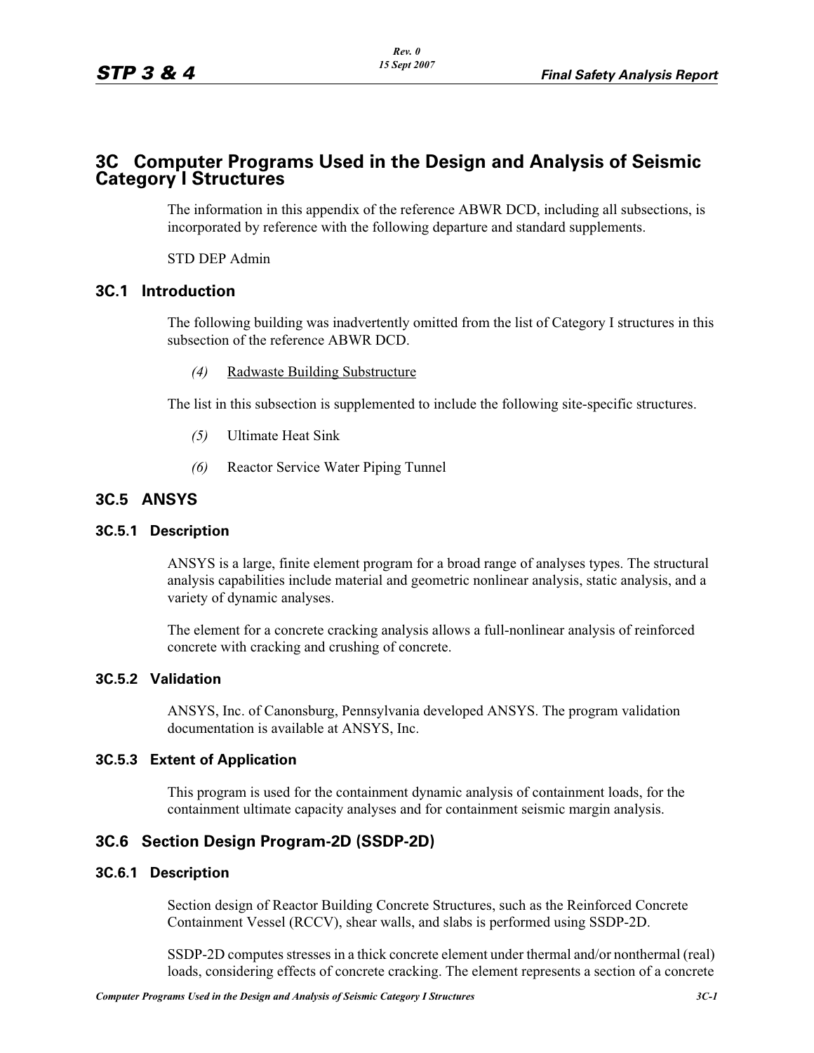# 3C Computer Programs Used in the Design and Analysis of Seismic Category I Structures

The information in this appendix of the reference ABWR DCD, including all subsections, is incorporated by reference with the following departure and standard supplements.

STD DEP Admin

## 3C.1 Introduction

The following building was inadvertently omitted from the list of Category I structures in this subsection of the reference ABWR DCD.

*(4)* Radwaste Building Substructure

The list in this subsection is supplemented to include the following site-specific structures.

*(5)* Ultimate Heat Sink

*(6)* Reactor Service Water Piping Tunnel

## 3C.5 ANSYS

### 3C.5.1 Description

ANSYS is a large, finite element program for a broad range of analyses types. The structural analysis capabilities include material and geometric nonlinear analysis, static analysis, and a variety of dynamic analyses.

The element for a concrete cracking analysis allows a full-nonlinear analysis of reinforced concrete with cracking and crushing of concrete.

### 3C.5.2 Validation

ANSYS, Inc. of Canonsburg, Pennsylvania developed ANSYS. The program validation documentation is available at ANSYS, Inc.

### 3C.5.3 Extent of Application

This program is used for the containment dynamic analysis of containment loads, for the containment ultimate capacity analyses and for containment seismic margin analysis.

## 3C.6 Section Design Program-2D (SSDP-2D)

### 3C.6.1 Description

Section design of Reactor Building Concrete Structures, such as the Reinforced Concrete Containment Vessel (RCCV), shear walls, and slabs is performed using SSDP-2D.

SSDP-2D computes stresses in a thick concrete element under thermal and/or nonthermal (real) loads, considering effects of concrete cracking. The element represents a section of a concrete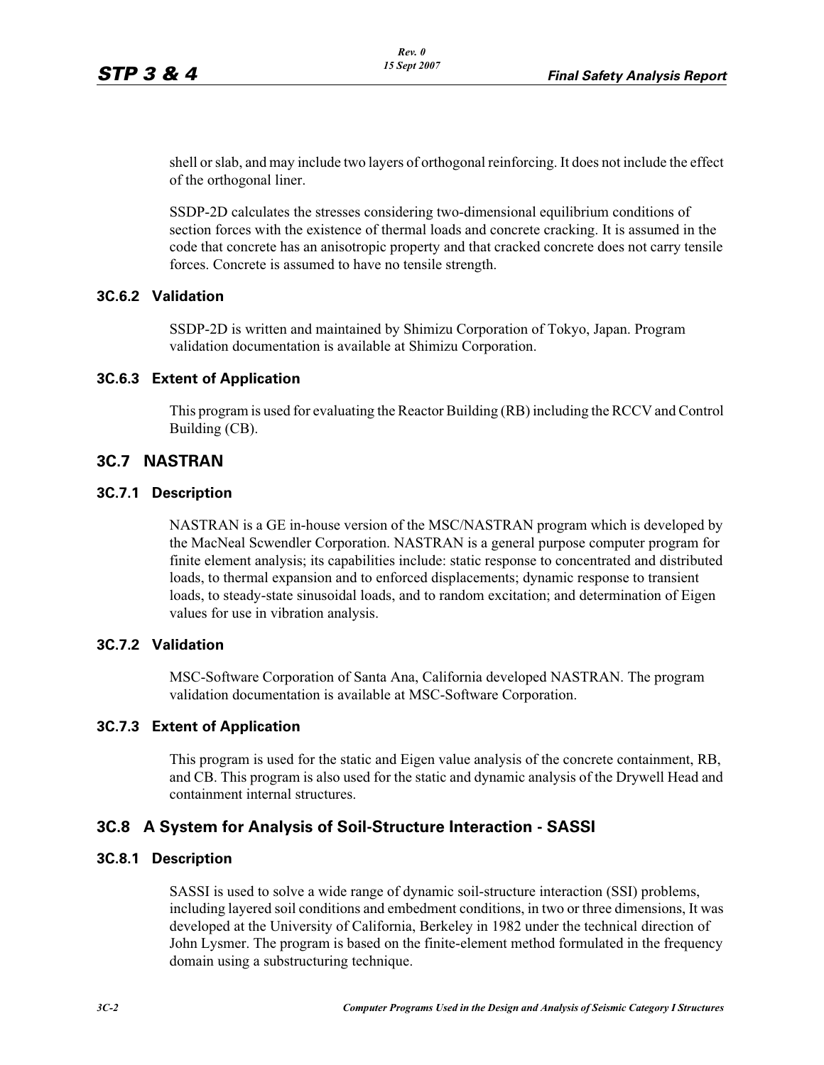shell or slab, and may include two layers of orthogonal reinforcing. It does not include the effect of the orthogonal liner.

SSDP-2D calculates the stresses considering two-dimensional equilibrium conditions of section forces with the existence of thermal loads and concrete cracking. It is assumed in the code that concrete has an anisotropic property and that cracked concrete does not carry tensile forces. Concrete is assumed to have no tensile strength.

### 3C.6.2 Validation

SSDP-2D is written and maintained by Shimizu Corporation of Tokyo, Japan. Program validation documentation is available at Shimizu Corporation.

### 3C.6.3 Extent of Application

This program is used for evaluating the Reactor Building (RB) including the RCCV and Control Building (CB).

## 3C.7 NASTRAN

### 3C.7.1 Description

NASTRAN is a GE in-house version of the MSC/NASTRAN program which is developed by the MacNeal Scwendler Corporation. NASTRAN is a general purpose computer program for finite element analysis; its capabilities include: static response to concentrated and distributed loads, to thermal expansion and to enforced displacements; dynamic response to transient loads, to steady-state sinusoidal loads, and to random excitation; and determination of Eigen values for use in vibration analysis.

### 3C.7.2 Validation

MSC-Software Corporation of Santa Ana, California developed NASTRAN. The program validation documentation is available at MSC-Software Corporation.

### 3C.7.3 Extent of Application

This program is used for the static and Eigen value analysis of the concrete containment, RB, and CB. This program is also used for the static and dynamic analysis of the Drywell Head and containment internal structures.

## 3C.8 A System for Analysis of Soil-Structure Interaction - SASSI

### 3C.8.1 Description

SASSI is used to solve a wide range of dynamic soil-structure interaction (SSI) problems, including layered soil conditions and embedment conditions, in two or three dimensions, It was developed at the University of California, Berkeley in 1982 under the technical direction of John Lysmer. The program is based on the finite-element method formulated in the frequency domain using a substructuring technique.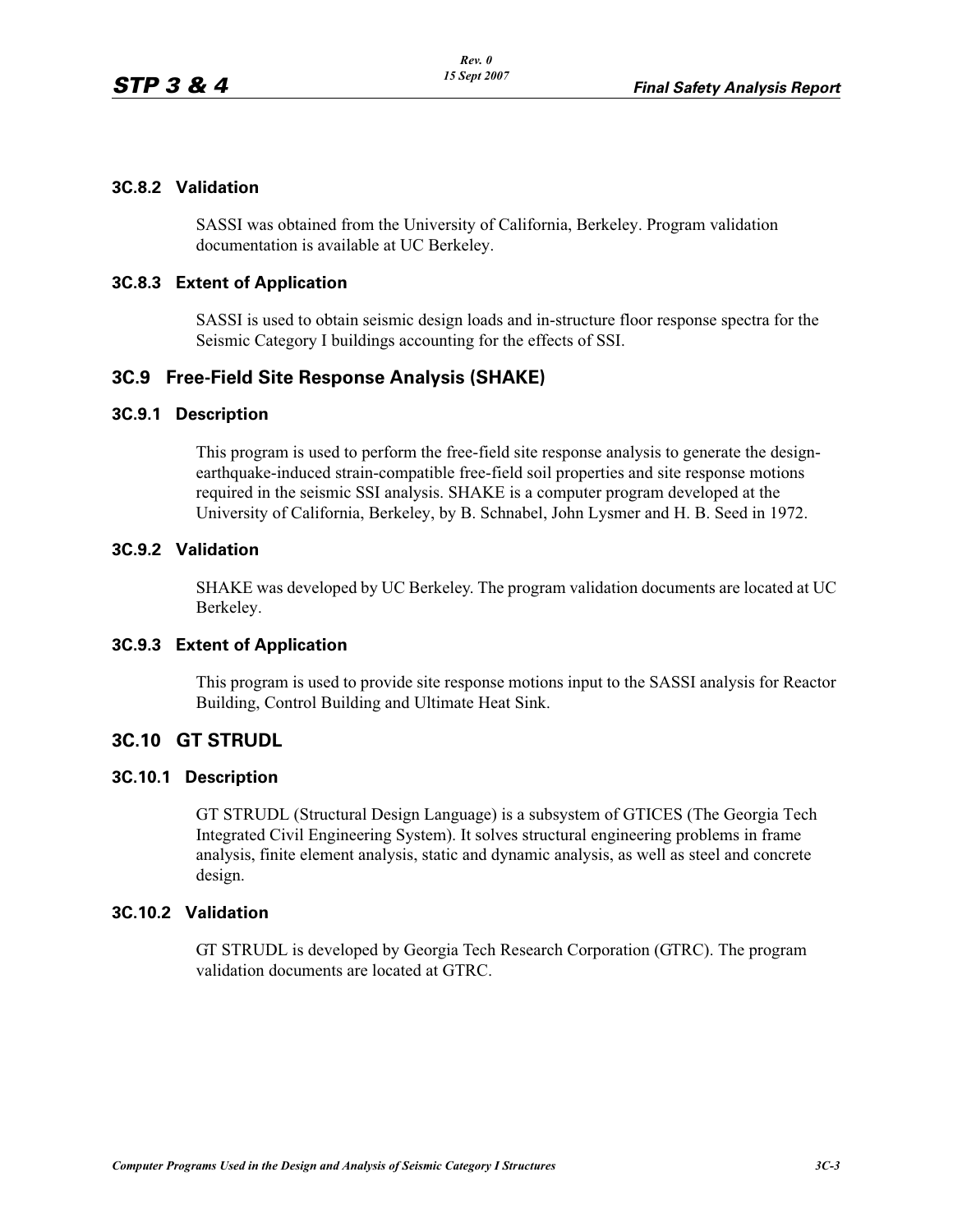### 3C.8.2 Validation

SASSI was obtained from the University of California, Berkeley. Program validation documentation is available at UC Berkeley.

### 3C.8.3 Extent of Application

SASSI is used to obtain seismic design loads and in-structure floor response spectra for the Seismic Category I buildings accounting for the effects of SSI.

## 3C.9 Free-Field Site Response Analysis (SHAKE)

### 3C.9.1 Description

This program is used to perform the free-field site response analysis to generate the design-earthquake-induced strain-compatible free-field soil properties and site response motions required in the seismic SSI analysis. SHAKE is a computer program developed at the University of California, Berkeley, by B. Schnabel, John Lysmer and H. B. Seed in 1972.

### 3C.9.2 Validation

SHAKE was developed by UC Berkeley. The program validation documents are located at UC Berkeley.

### 3C.9.3 Extent of Application

This program is used to provide site response motions input to the SASSI analysis for Reactor Building, Control Building and Ultimate Heat Sink.

## 3C.10 GT STRUDL

### 3C.10.1 Description

GT STRUDL (Structural Design Language) is a subsystem of GTICES (The Georgia Tech Integrated Civil Engineering System). It solves structural engineering problems in frame analysis, finite element analysis, static and dynamic analysis, as well as steel and concrete design.

### 3C.10.2 Validation

GT STRUDL is developed by Georgia Tech Research Corporation (GTRC). The program validation documents are located at GTRC.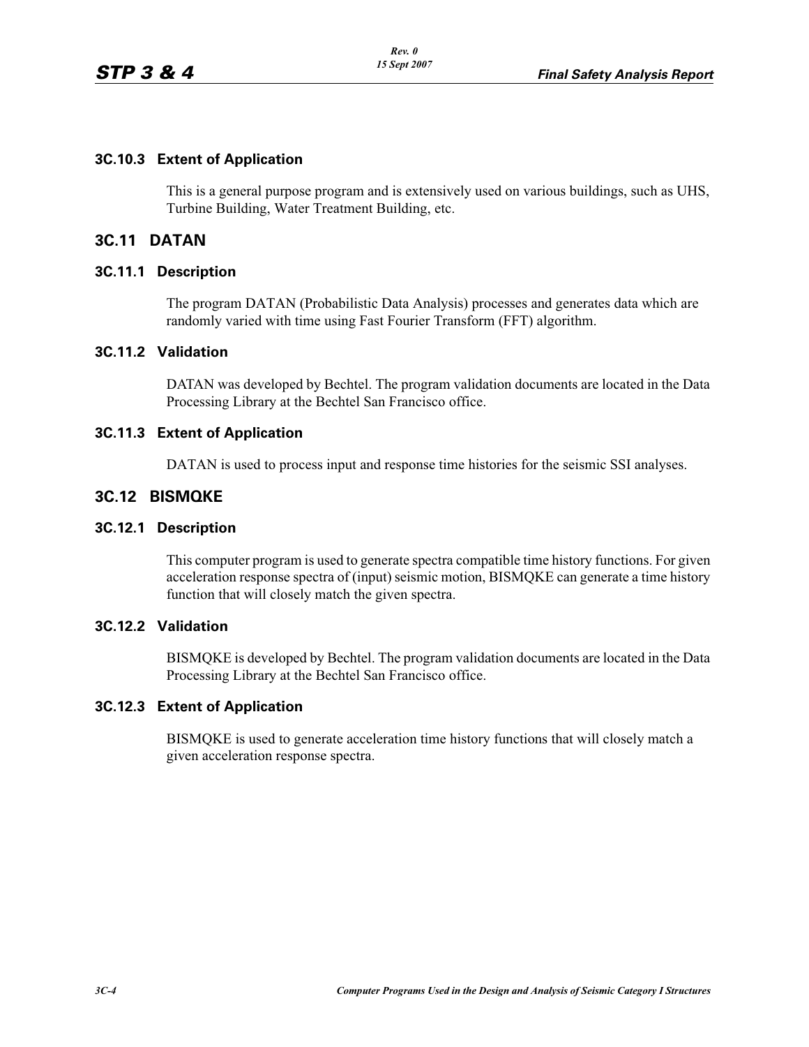### 3C.10.3 Extent of Application

This is a general purpose program and is extensively used on various buildings, such as UHS, Turbine Building, Water Treatment Building, etc.

## 3C.11 DATAN

### 3C.11.1 Description

The program DATAN (Probabilistic Data Analysis) processes and generates data which are randomly varied with time using Fast Fourier Transform (FFT) algorithm.

### 3C.11.2 Validation

DATAN was developed by Bechtel. The program validation documents are located in the Data Processing Library at the Bechtel San Francisco office.

### 3C.11.3 Extent of Application

DATAN is used to process input and response time histories for the seismic SSI analyses.

## 3C.12 BISMQKE

### 3C.12.1 Description

This computer program is used to generate spectra compatible time history functions. For given acceleration response spectra of (input) seismic motion, BISMQKE can generate a time history function that will closely match the given spectra.

### 3C.12.2 Validation

BISMQKE is developed by Bechtel. The program validation documents are located in the Data Processing Library at the Bechtel San Francisco office.

### 3C.12.3 Extent of Application

BISMQKE is used to generate acceleration time history functions that will closely match a given acceleration response spectra.